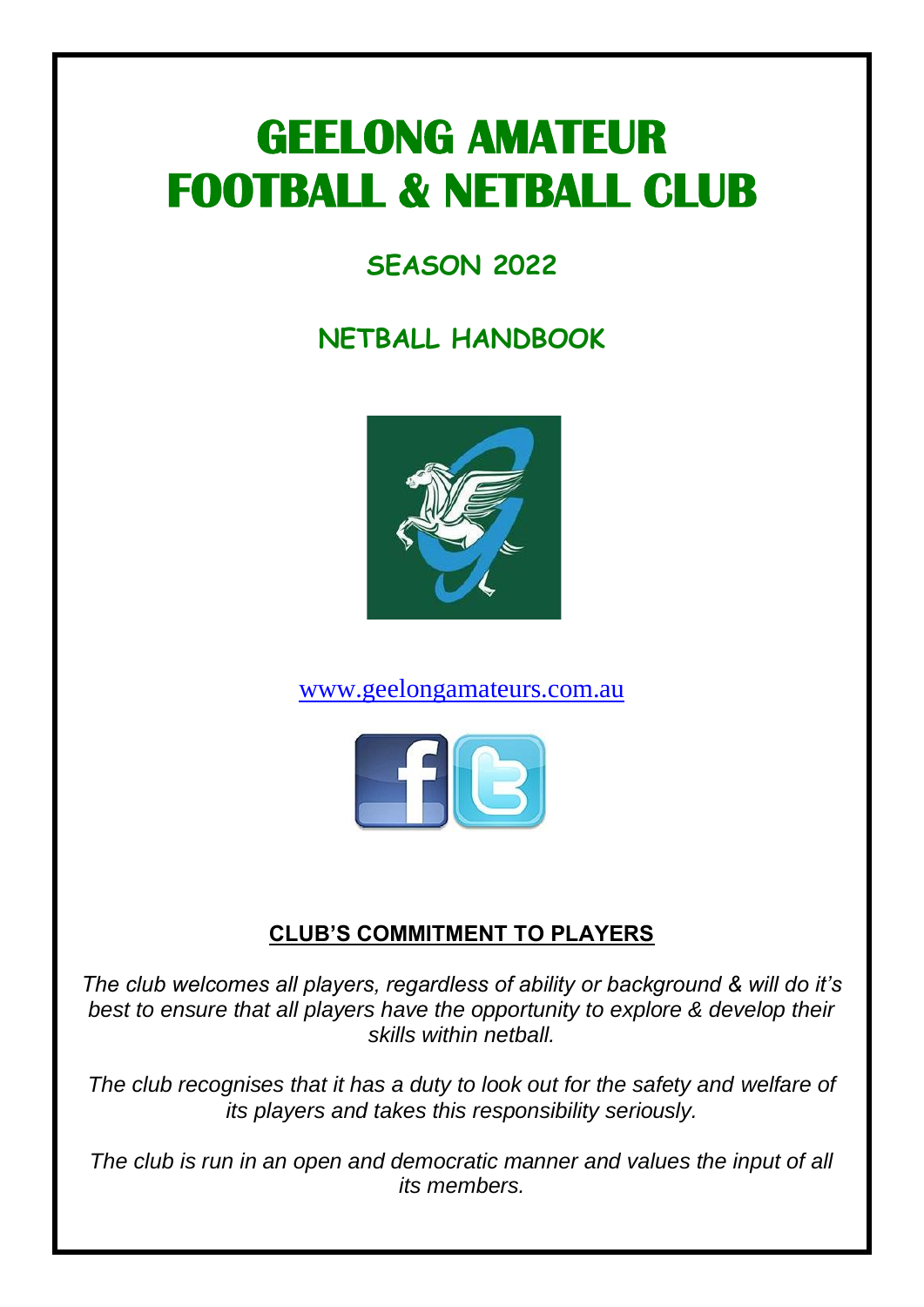# GEELONG AMATEUR FOOTBALL & NETBALL CLUB

## SEASON 2022

## NETBALL HANDBOOK

www.geelongamateurs.com.au

### CLUB'S COMMITMENT TO PLAYERS

*The club welcomes all players, regardless of ability or background & will do it's best to ensure that all players have the opportunity to explore & develop their skills within netball.*

*The club recognises that it has a duty to look out for the safety and welfare of its players and takes this responsibility seriously.*

*The club is run in an open and democratic manner and values the input of all its members.*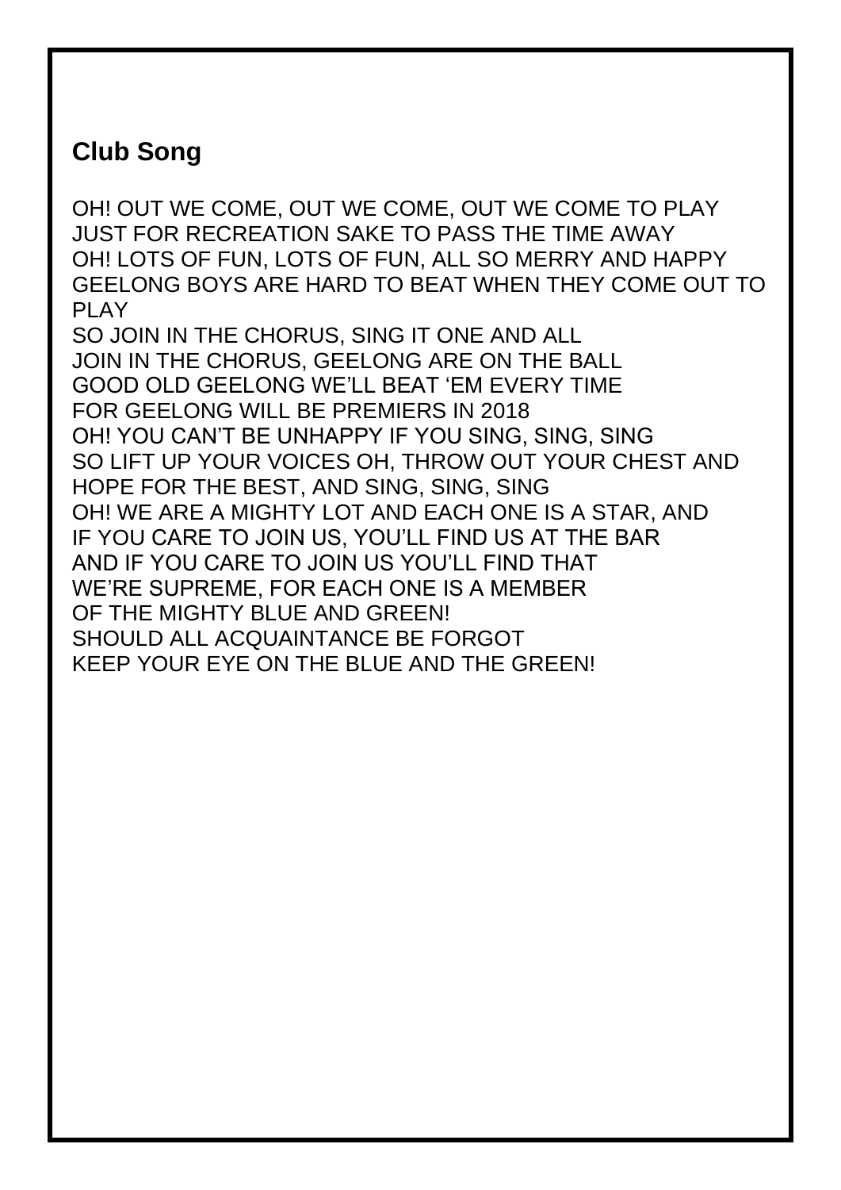## Club Song

OH! OUT WE COME, OUT WE COME, OUT WE COME TO PLAY
JUST FOR RECREATION SAKE TO PASS THE TIME AWAY
OH! LOTS OF FUN, LOTS OF FUN, ALL SO MERRY AND HAPPY
GEELONG BOYS ARE HARD TO BEAT WHEN THEY COME OUT TO PLAY
SO JOIN IN THE CHORUS, SING IT ONE AND ALL
JOIN IN THE CHORUS, GEELONG ARE ON THE BALL
GOOD OLD GEELONG WE'LL BEAT 'EM EVERY TIME
FOR GEELONG WILL BE PREMIERS IN 2018
OH! YOU CAN'T BE UNHAPPY IF YOU SING, SING, SING
SO LIFT UP YOUR VOICES OH, THROW OUT YOUR CHEST AND HOPE FOR THE BEST, AND SING, SING, SING
OH! WE ARE A MIGHTY LOT AND EACH ONE IS A STAR, AND
IF YOU CARE TO JOIN US, YOU'LL FIND US AT THE BAR
AND IF YOU CARE TO JOIN US YOU'LL FIND THAT
WE'RE SUPREME, FOR EACH ONE IS A MEMBER
OF THE MIGHTY BLUE AND GREEN!
SHOULD ALL ACQUAINTANCE BE FORGOT
KEEP YOUR EYE ON THE BLUE AND THE GREEN!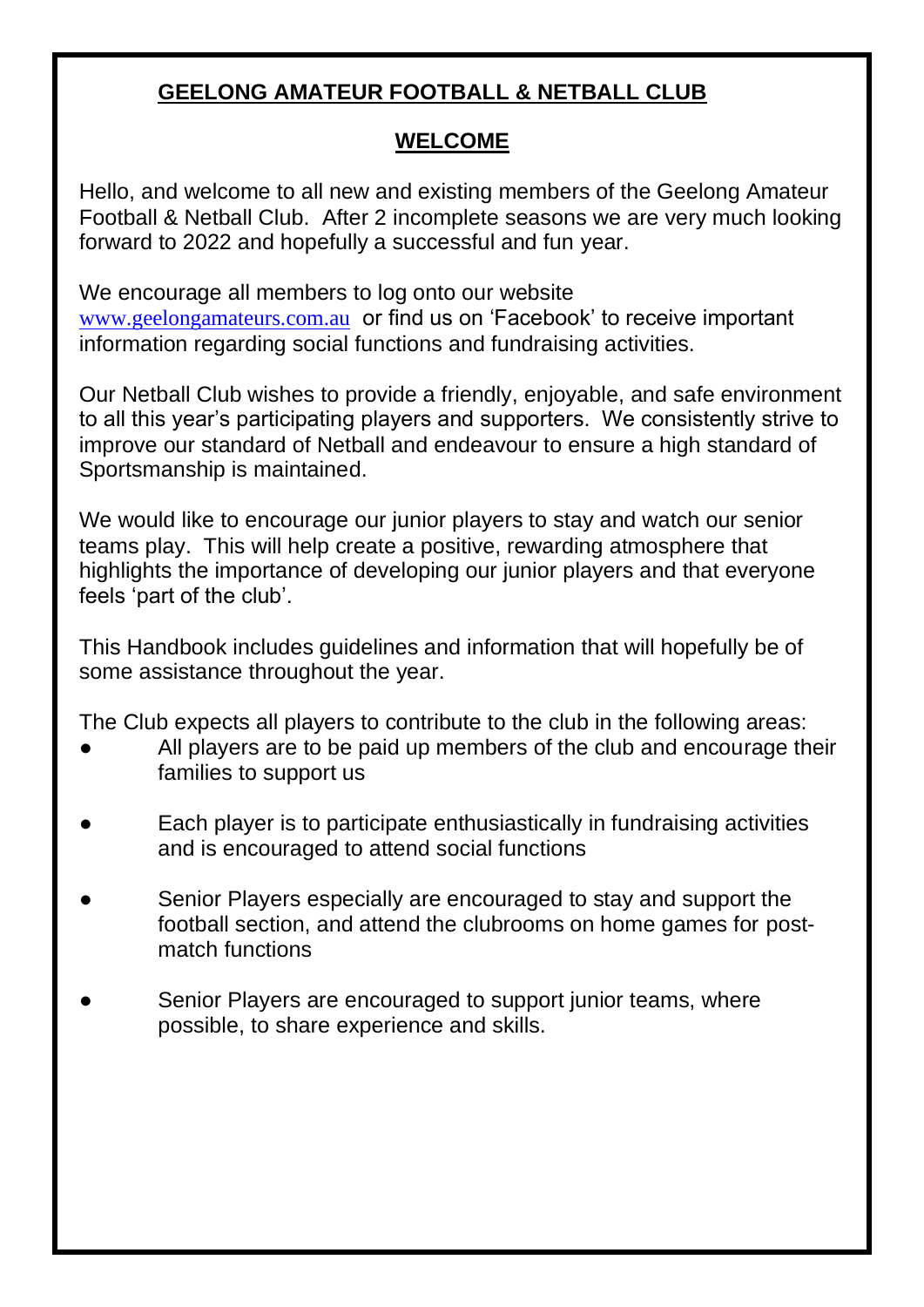# GEELONG AMATEUR FOOTBALL & NETBALL CLUB

## WELCOME

Hello, and welcome to all new and existing members of the Geelong Amateur Football & Netball Club. After 2 incomplete seasons we are very much looking forward to 2022 and hopefully a successful and fun year.

We encourage all members to log onto our website www.geelongamateurs.com.au or find us on 'Facebook' to receive important information regarding social functions and fundraising activities.

Our Netball Club wishes to provide a friendly, enjoyable, and safe environment to all this year's participating players and supporters. We consistently strive to improve our standard of Netball and endeavour to ensure a high standard of Sportsmanship is maintained.

We would like to encourage our junior players to stay and watch our senior teams play. This will help create a positive, rewarding atmosphere that highlights the importance of developing our junior players and that everyone feels 'part of the club'.

This Handbook includes guidelines and information that will hopefully be of some assistance throughout the year.

The Club expects all players to contribute to the club in the following areas:

- All players are to be paid up members of the club and encourage their families to support us
- Each player is to participate enthusiastically in fundraising activities and is encouraged to attend social functions
- Senior Players especially are encouraged to stay and support the football section, and attend the clubrooms on home games for post-match functions
- Senior Players are encouraged to support junior teams, where possible, to share experience and skills.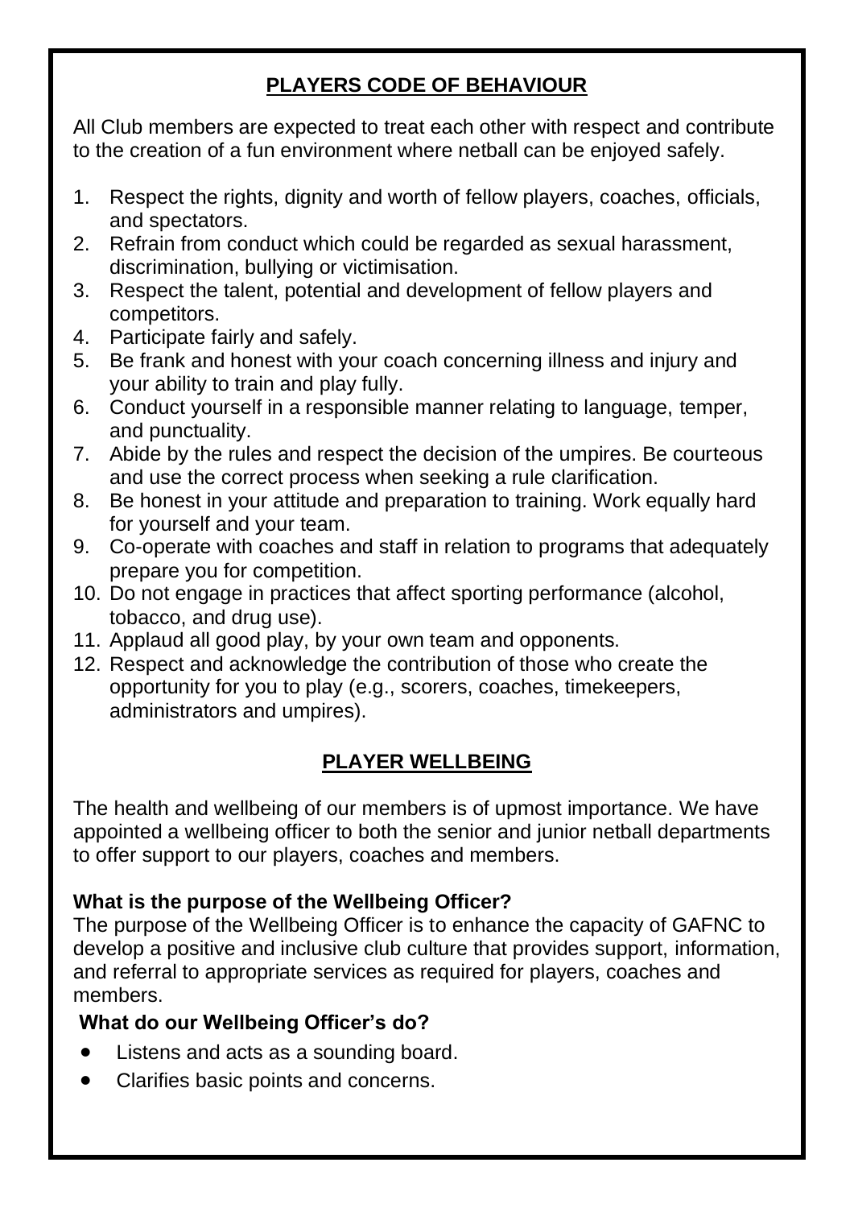## PLAYERS CODE OF BEHAVIOUR

All Club members are expected to treat each other with respect and contribute to the creation of a fun environment where netball can be enjoyed safely.

1. Respect the rights, dignity and worth of fellow players, coaches, officials, and spectators.
2. Refrain from conduct which could be regarded as sexual harassment, discrimination, bullying or victimisation.
3. Respect the talent, potential and development of fellow players and competitors.
4. Participate fairly and safely.
5. Be frank and honest with your coach concerning illness and injury and your ability to train and play fully.
6. Conduct yourself in a responsible manner relating to language, temper, and punctuality.
7. Abide by the rules and respect the decision of the umpires. Be courteous and use the correct process when seeking a rule clarification.
8. Be honest in your attitude and preparation to training. Work equally hard for yourself and your team.
9. Co-operate with coaches and staff in relation to programs that adequately prepare you for competition.
10. Do not engage in practices that affect sporting performance (alcohol, tobacco, and drug use).
11. Applaud all good play, by your own team and opponents.
12. Respect and acknowledge the contribution of those who create the opportunity for you to play (e.g., scorers, coaches, timekeepers, administrators and umpires).

## PLAYER WELLBEING

The health and wellbeing of our members is of upmost importance. We have appointed a wellbeing officer to both the senior and junior netball departments to offer support to our players, coaches and members.

**What is the purpose of the Wellbeing Officer?**

The purpose of the Wellbeing Officer is to enhance the capacity of GAFNC to develop a positive and inclusive club culture that provides support, information, and referral to appropriate services as required for players, coaches and members.

**What do our Wellbeing Officer's do?**

- Listens and acts as a sounding board.
- Clarifies basic points and concerns.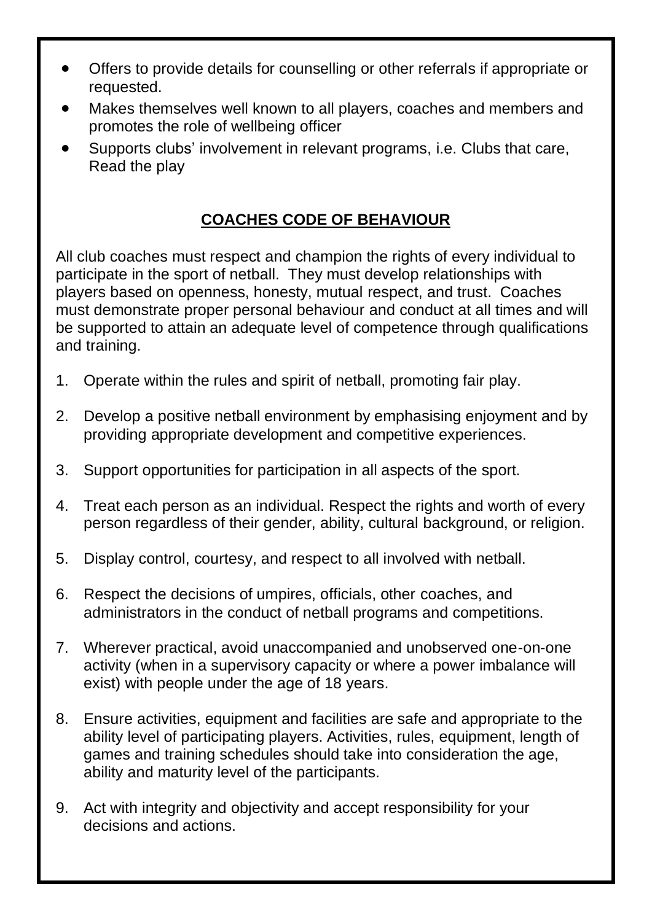- Offers to provide details for counselling or other referrals if appropriate or requested.
- Makes themselves well known to all players, coaches and members and promotes the role of wellbeing officer
- Supports clubs' involvement in relevant programs, i.e. Clubs that care, Read the play

## COACHES CODE OF BEHAVIOUR

All club coaches must respect and champion the rights of every individual to participate in the sport of netball. They must develop relationships with players based on openness, honesty, mutual respect, and trust. Coaches must demonstrate proper personal behaviour and conduct at all times and will be supported to attain an adequate level of competence through qualifications and training.

1. Operate within the rules and spirit of netball, promoting fair play.
2. Develop a positive netball environment by emphasising enjoyment and by providing appropriate development and competitive experiences.
3. Support opportunities for participation in all aspects of the sport.
4. Treat each person as an individual. Respect the rights and worth of every person regardless of their gender, ability, cultural background, or religion.
5. Display control, courtesy, and respect to all involved with netball.
6. Respect the decisions of umpires, officials, other coaches, and administrators in the conduct of netball programs and competitions.
7. Wherever practical, avoid unaccompanied and unobserved one-on-one activity (when in a supervisory capacity or where a power imbalance will exist) with people under the age of 18 years.
8. Ensure activities, equipment and facilities are safe and appropriate to the ability level of participating players. Activities, rules, equipment, length of games and training schedules should take into consideration the age, ability and maturity level of the participants.
9. Act with integrity and objectivity and accept responsibility for your decisions and actions.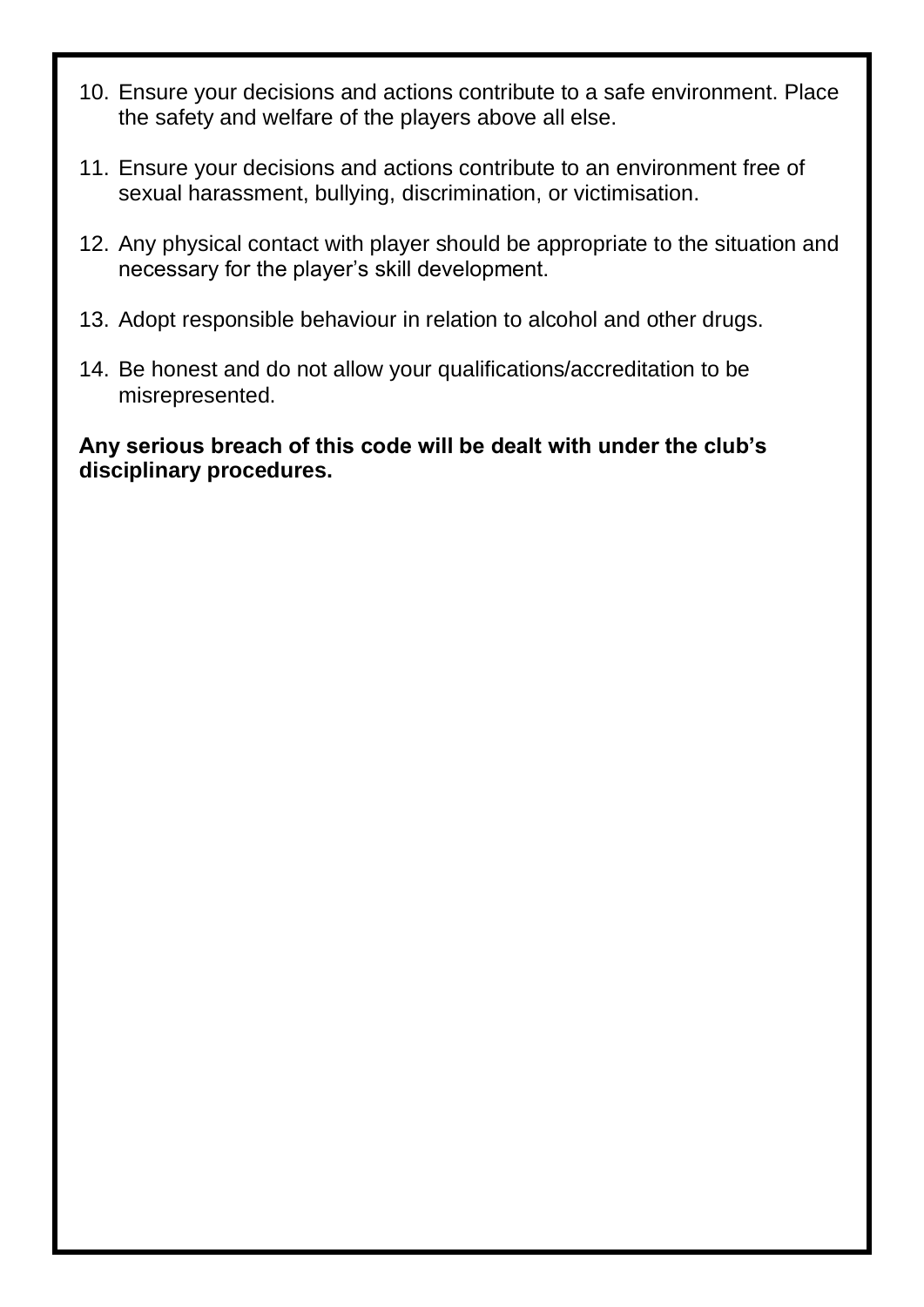10. Ensure your decisions and actions contribute to a safe environment. Place the safety and welfare of the players above all else.

11. Ensure your decisions and actions contribute to an environment free of sexual harassment, bullying, discrimination, or victimisation.

12. Any physical contact with player should be appropriate to the situation and necessary for the player's skill development.

13. Adopt responsible behaviour in relation to alcohol and other drugs.

14. Be honest and do not allow your qualifications/accreditation to be misrepresented.

**Any serious breach of this code will be dealt with under the club's disciplinary procedures.**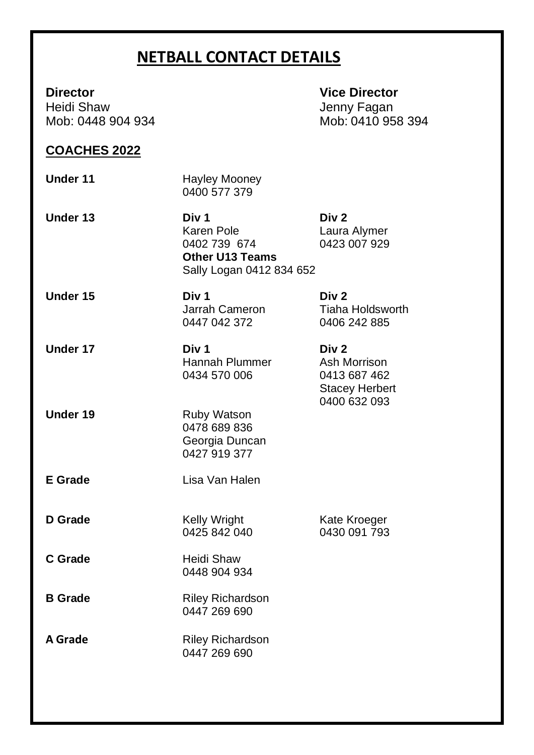# NETBALL CONTACT DETAILS

**Director**
Heidi Shaw
Mob: 0448 904 934

**Vice Director**
Jenny Fagan
Mob: 0410 958 394

## COACHES 2022

| | | |
|---|---|---|
| **Under 11** | Hayley Mooney<br>0400 577 379 | |
| **Under 13** | **Div 1**<br>Karen Pole<br>0402 739 674<br>**Other U13 Teams**<br>Sally Logan 0412 834 652 | **Div 2**<br>Laura Alymer<br>0423 007 929 |
| **Under 15** | **Div 1**<br>Jarrah Cameron<br>0447 042 372 | **Div 2**<br>Tiaha Holdsworth<br>0406 242 885 |
| **Under 17** | **Div 1**<br>Hannah Plummer<br>0434 570 006 | **Div 2**<br>Ash Morrison<br>0413 687 462<br>Stacey Herbert<br>0400 632 093 |
| **Under 19** | Ruby Watson<br>0478 689 836<br>Georgia Duncan<br>0427 919 377 | |
| **E Grade** | Lisa Van Halen | |
| **D Grade** | Kelly Wright<br>0425 842 040 | Kate Kroeger<br>0430 091 793 |
| **C Grade** | Heidi Shaw<br>0448 904 934 | |
| **B Grade** | Riley Richardson<br>0447 269 690 | |
| **A Grade** | Riley Richardson<br>0447 269 690 | |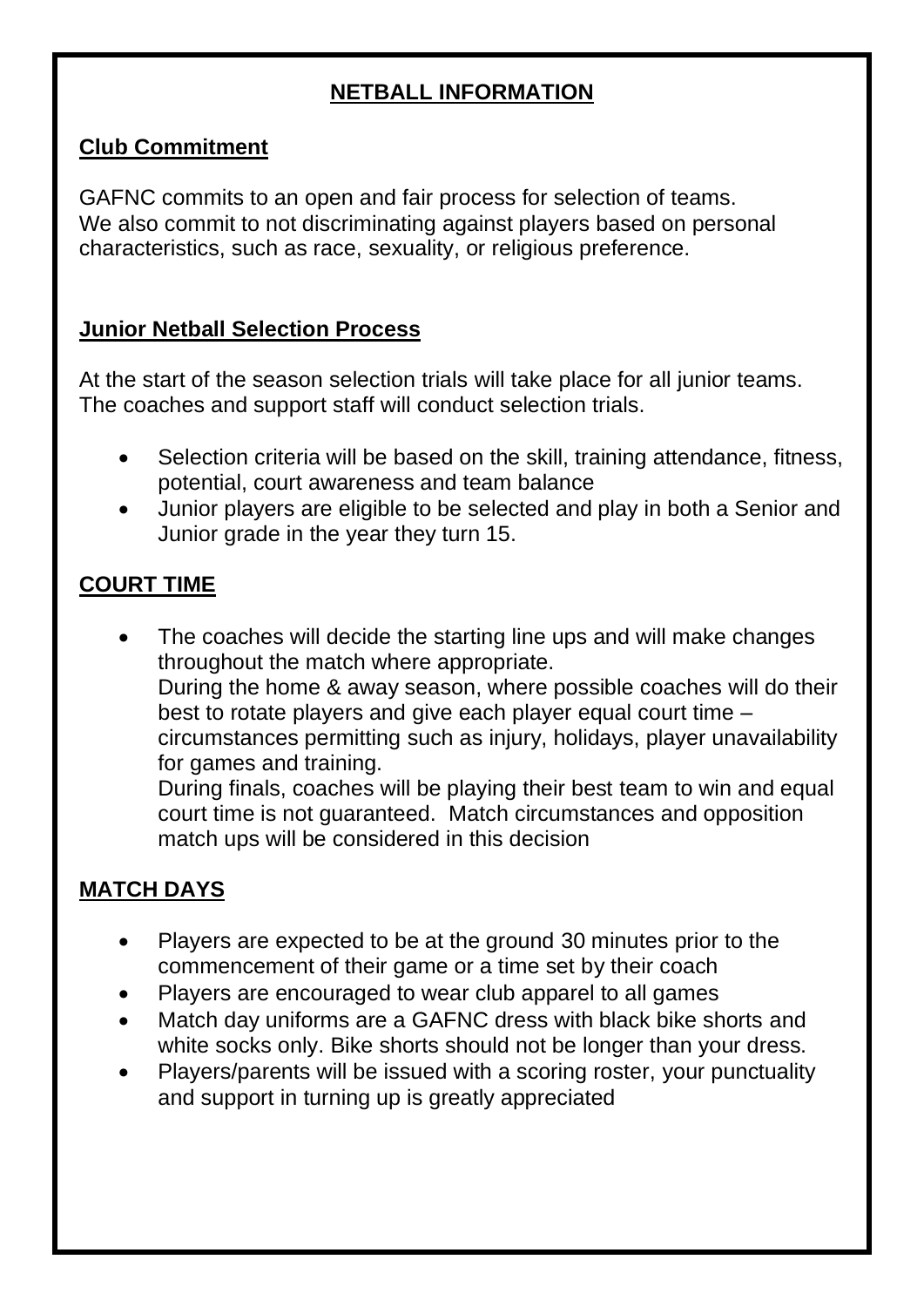# NETBALL INFORMATION

## Club Commitment

GAFNC commits to an open and fair process for selection of teams.
We also commit to not discriminating against players based on personal characteristics, such as race, sexuality, or religious preference.

## Junior Netball Selection Process

At the start of the season selection trials will take place for all junior teams.
The coaches and support staff will conduct selection trials.

- Selection criteria will be based on the skill, training attendance, fitness, potential, court awareness and team balance
- Junior players are eligible to be selected and play in both a Senior and Junior grade in the year they turn 15.

## COURT TIME

- The coaches will decide the starting line ups and will make changes throughout the match where appropriate.
  During the home & away season, where possible coaches will do their best to rotate players and give each player equal court time – circumstances permitting such as injury, holidays, player unavailability for games and training.
  During finals, coaches will be playing their best team to win and equal court time is not guaranteed. Match circumstances and opposition match ups will be considered in this decision

## MATCH DAYS

- Players are expected to be at the ground 30 minutes prior to the commencement of their game or a time set by their coach
- Players are encouraged to wear club apparel to all games
- Match day uniforms are a GAFNC dress with black bike shorts and white socks only. Bike shorts should not be longer than your dress.
- Players/parents will be issued with a scoring roster, your punctuality and support in turning up is greatly appreciated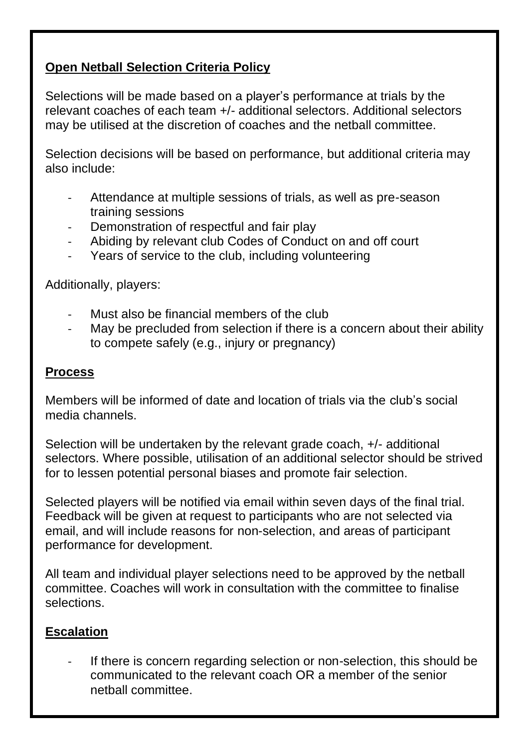**Open Netball Selection Criteria Policy**

Selections will be made based on a player's performance at trials by the relevant coaches of each team +/- additional selectors. Additional selectors may be utilised at the discretion of coaches and the netball committee.

Selection decisions will be based on performance, but additional criteria may also include:

- Attendance at multiple sessions of trials, as well as pre-season training sessions
- Demonstration of respectful and fair play
- Abiding by relevant club Codes of Conduct on and off court
- Years of service to the club, including volunteering

Additionally, players:

- Must also be financial members of the club
- May be precluded from selection if there is a concern about their ability to compete safely (e.g., injury or pregnancy)

## Process

Members will be informed of date and location of trials via the club's social media channels.

Selection will be undertaken by the relevant grade coach, +/- additional selectors. Where possible, utilisation of an additional selector should be strived for to lessen potential personal biases and promote fair selection.

Selected players will be notified via email within seven days of the final trial. Feedback will be given at request to participants who are not selected via email, and will include reasons for non-selection, and areas of participant performance for development.

All team and individual player selections need to be approved by the netball committee. Coaches will work in consultation with the committee to finalise selections.

## Escalation

- If there is concern regarding selection or non-selection, this should be communicated to the relevant coach OR a member of the senior netball committee.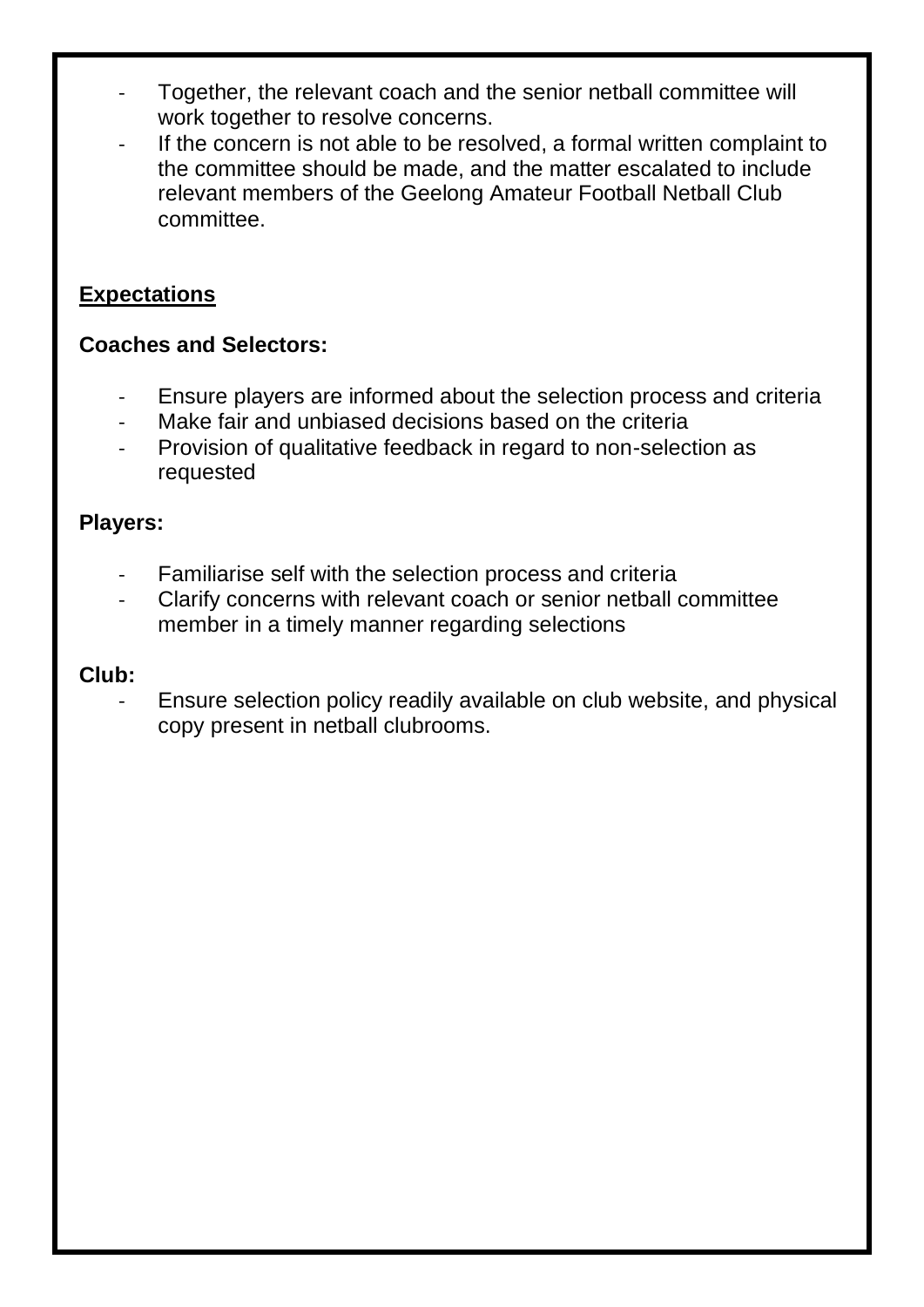- Together, the relevant coach and the senior netball committee will work together to resolve concerns.
- If the concern is not able to be resolved, a formal written complaint to the committee should be made, and the matter escalated to include relevant members of the Geelong Amateur Football Netball Club committee.

## Expectations

**Coaches and Selectors:**

- Ensure players are informed about the selection process and criteria
- Make fair and unbiased decisions based on the criteria
- Provision of qualitative feedback in regard to non-selection as requested

**Players:**

- Familiarise self with the selection process and criteria
- Clarify concerns with relevant coach or senior netball committee member in a timely manner regarding selections

**Club:**

- Ensure selection policy readily available on club website, and physical copy present in netball clubrooms.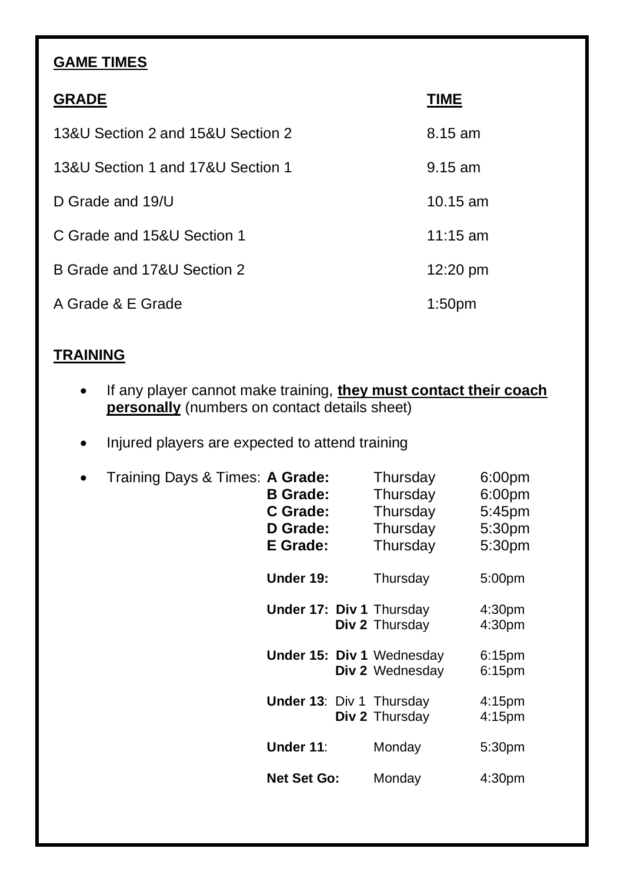## GAME TIMES

| GRADE | TIME |
| --- | --- |
| 13&U Section 2 and 15&U Section 2 | 8.15 am |
| 13&U Section 1 and 17&U Section 1 | 9.15 am |
| D Grade and 19/U | 10.15 am |
| C Grade and 15&U Section 1 | 11:15 am |
| B Grade and 17&U Section 2 | 12:20 pm |
| A Grade & E Grade | 1:50pm |

## TRAINING

- If any player cannot make training, **they must contact their coach personally** (numbers on contact details sheet)
- Injured players are expected to attend training
- Training Days & Times:

| Grade | Division | Day | Time |
| --- | --- | --- | --- |
| **A Grade:** | | Thursday | 6:00pm |
| **B Grade:** | | Thursday | 6:00pm |
| **C Grade:** | | Thursday | 5:45pm |
| **D Grade:** | | Thursday | 5:30pm |
| **E Grade:** | | Thursday | 5:30pm |
| **Under 19:** | | Thursday | 5:00pm |
| **Under 17:** | **Div 1** | Thursday | 4:30pm |
| | **Div 2** | Thursday | 4:30pm |
| **Under 15:** | **Div 1** | Wednesday | 6:15pm |
| | **Div 2** | Wednesday | 6:15pm |
| **Under 13**: | Div 1 | Thursday | 4:15pm |
| | **Div 2** | Thursday | 4:15pm |
| **Under 11**: | | Monday | 5:30pm |
| **Net Set Go:** | | Monday | 4:30pm |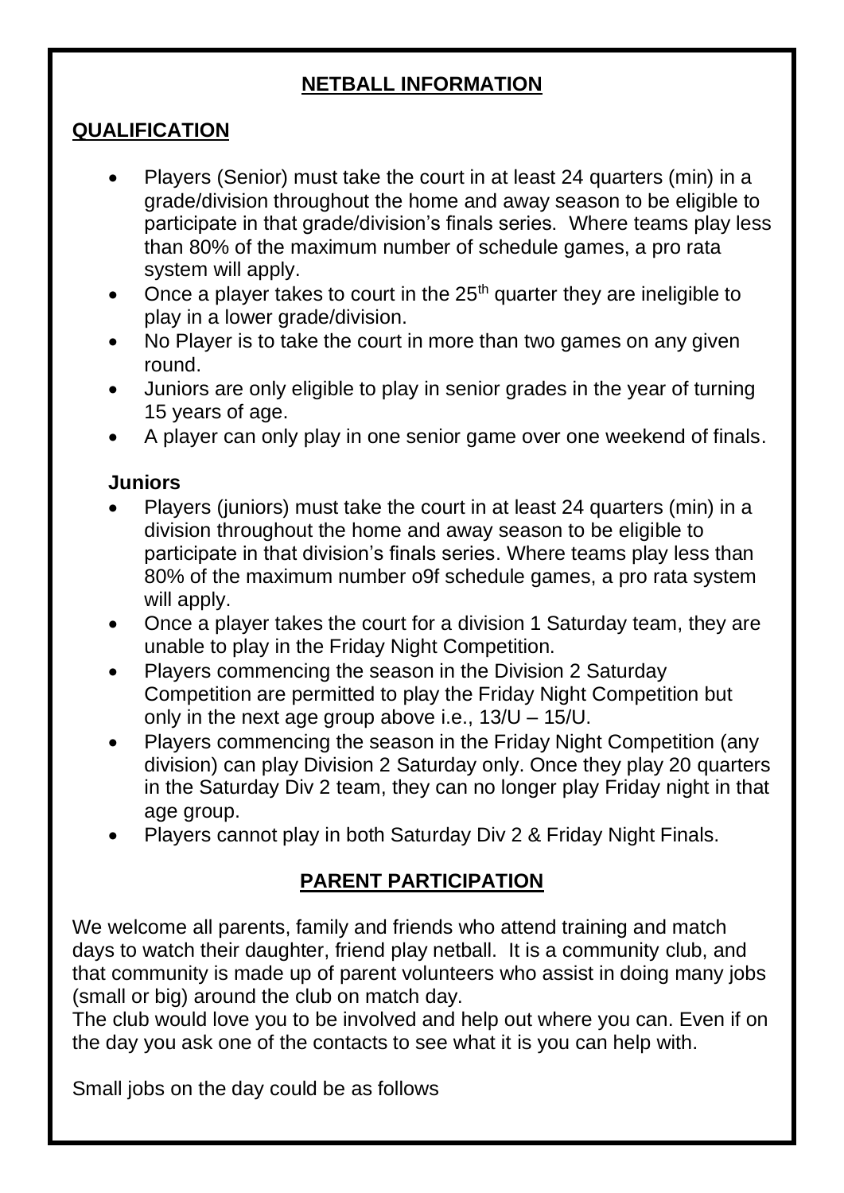## NETBALL INFORMATION

### QUALIFICATION

- Players (Senior) must take the court in at least 24 quarters (min) in a grade/division throughout the home and away season to be eligible to participate in that grade/division's finals series. Where teams play less than 80% of the maximum number of schedule games, a pro rata system will apply.
- Once a player takes to court in the 25th quarter they are ineligible to play in a lower grade/division.
- No Player is to take the court in more than two games on any given round.
- Juniors are only eligible to play in senior grades in the year of turning 15 years of age.
- A player can only play in one senior game over one weekend of finals.

**Juniors**

- Players (juniors) must take the court in at least 24 quarters (min) in a division throughout the home and away season to be eligible to participate in that division's finals series. Where teams play less than 80% of the maximum number o9f schedule games, a pro rata system will apply.
- Once a player takes the court for a division 1 Saturday team, they are unable to play in the Friday Night Competition.
- Players commencing the season in the Division 2 Saturday Competition are permitted to play the Friday Night Competition but only in the next age group above i.e., 13/U – 15/U.
- Players commencing the season in the Friday Night Competition (any division) can play Division 2 Saturday only. Once they play 20 quarters in the Saturday Div 2 team, they can no longer play Friday night in that age group.
- Players cannot play in both Saturday Div 2 & Friday Night Finals.

## PARENT PARTICIPATION

We welcome all parents, family and friends who attend training and match days to watch their daughter, friend play netball. It is a community club, and that community is made up of parent volunteers who assist in doing many jobs (small or big) around the club on match day.
The club would love you to be involved and help out where you can. Even if on the day you ask one of the contacts to see what it is you can help with.

Small jobs on the day could be as follows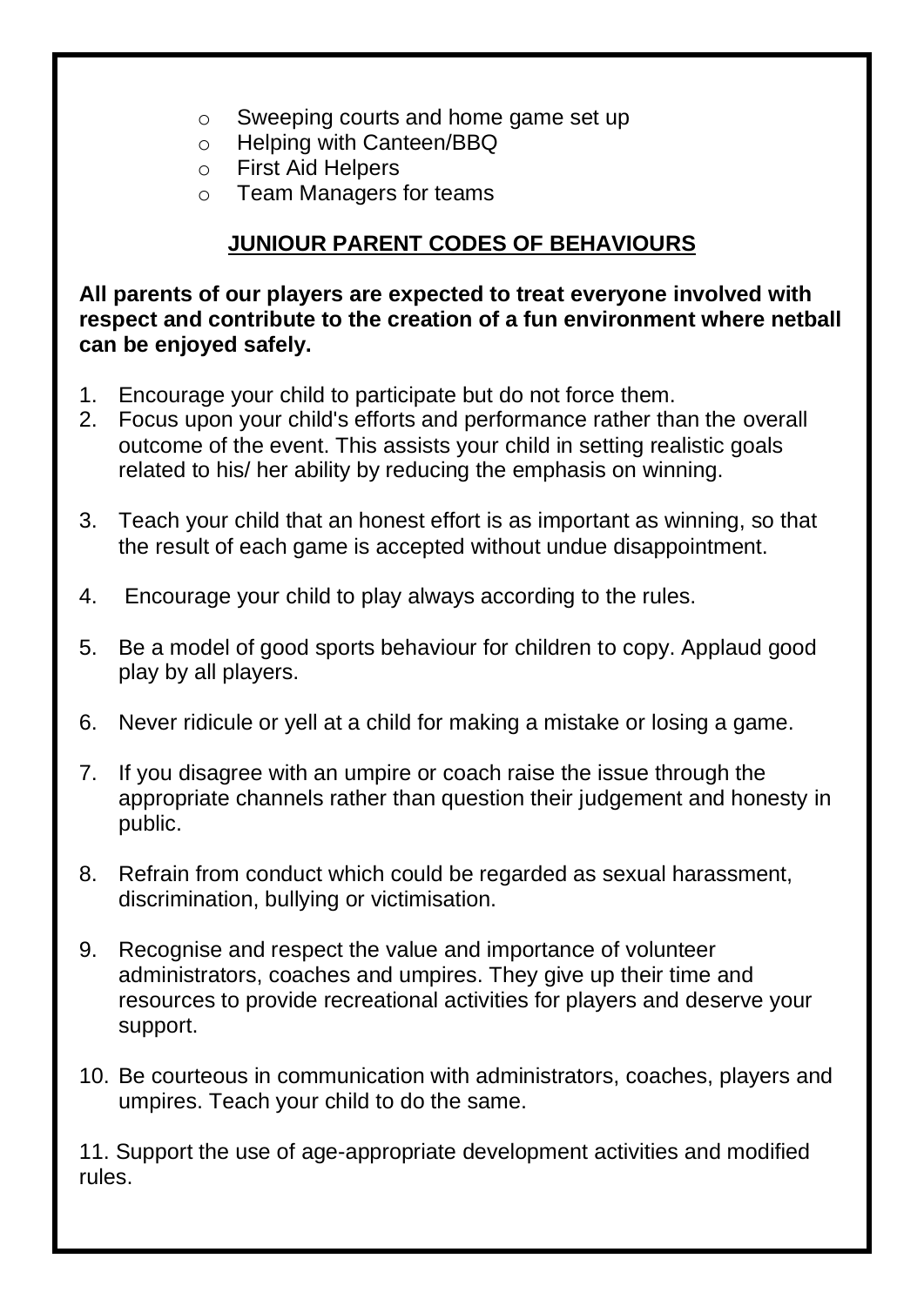- Sweeping courts and home game set up
- Helping with Canteen/BBQ
- First Aid Helpers
- Team Managers for teams

## JUNIOUR PARENT CODES OF BEHAVIOURS

**All parents of our players are expected to treat everyone involved with respect and contribute to the creation of a fun environment where netball can be enjoyed safely.**

1. Encourage your child to participate but do not force them.
2. Focus upon your child's efforts and performance rather than the overall outcome of the event. This assists your child in setting realistic goals related to his/ her ability by reducing the emphasis on winning.
3. Teach your child that an honest effort is as important as winning, so that the result of each game is accepted without undue disappointment.
4. Encourage your child to play always according to the rules.
5. Be a model of good sports behaviour for children to copy. Applaud good play by all players.
6. Never ridicule or yell at a child for making a mistake or losing a game.
7. If you disagree with an umpire or coach raise the issue through the appropriate channels rather than question their judgement and honesty in public.
8. Refrain from conduct which could be regarded as sexual harassment, discrimination, bullying or victimisation.
9. Recognise and respect the value and importance of volunteer administrators, coaches and umpires. They give up their time and resources to provide recreational activities for players and deserve your support.
10. Be courteous in communication with administrators, coaches, players and umpires. Teach your child to do the same.
11. Support the use of age-appropriate development activities and modified rules.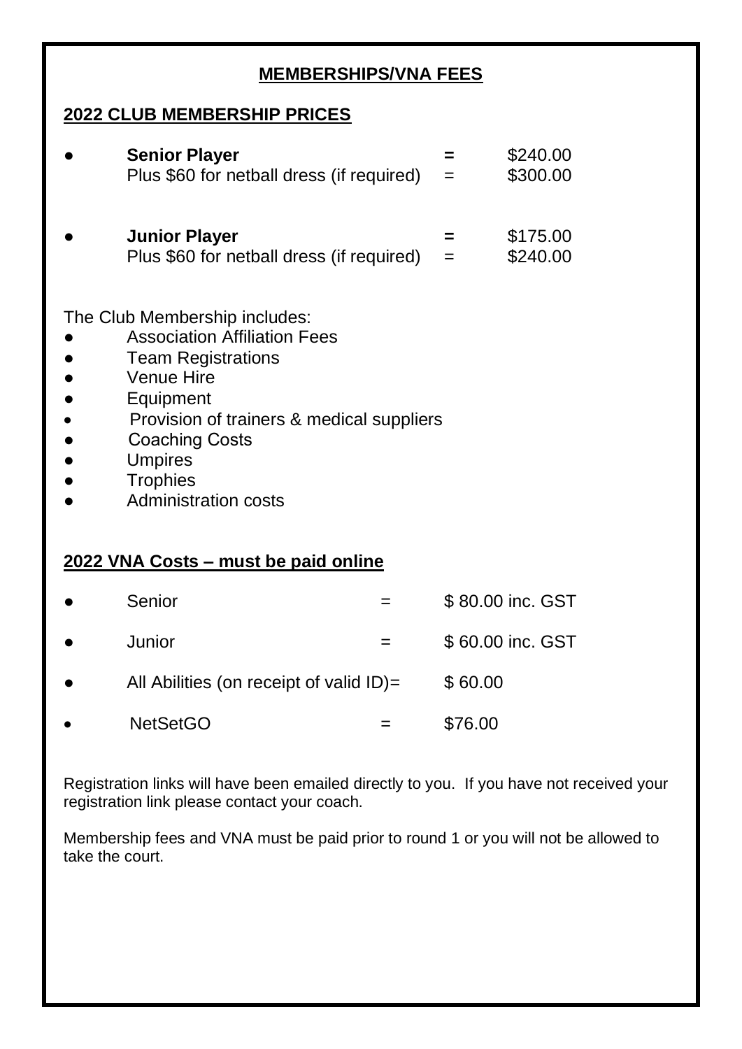## MEMBERSHIPS/VNA FEES

### 2022 CLUB MEMBERSHIP PRICES

- **Senior Player** **=** $240.00
  Plus $60 for netball dress (if required) = $300.00

- **Junior Player** **=** $175.00
  Plus $60 for netball dress (if required) = $240.00

The Club Membership includes:

- Association Affiliation Fees
- Team Registrations
- Venue Hire
- Equipment
- Provision of trainers & medical suppliers
- Coaching Costs
- Umpires
- Trophies
- Administration costs

### 2022 VNA Costs – must be paid online

- Senior = $ 80.00 inc. GST
- Junior = $ 60.00 inc. GST
- All Abilities (on receipt of valid ID)= $ 60.00
- NetSetGO = $76.00

Registration links will have been emailed directly to you. If you have not received your registration link please contact your coach.

Membership fees and VNA must be paid prior to round 1 or you will not be allowed to take the court.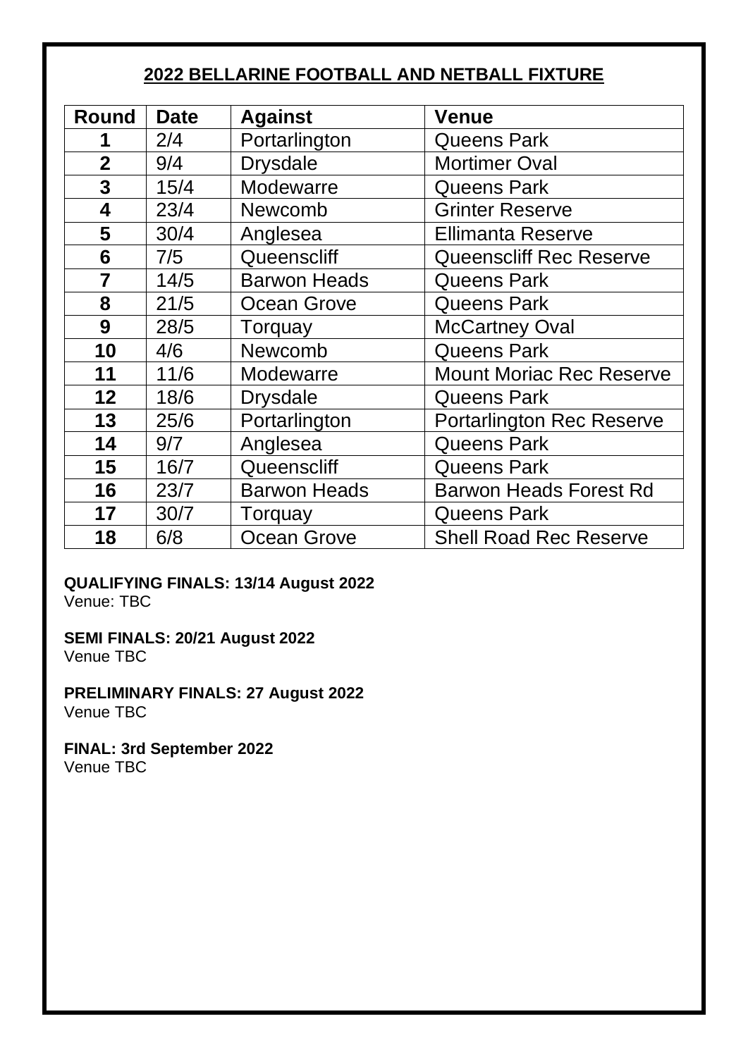## 2022 BELLARINE FOOTBALL AND NETBALL FIXTURE

| Round | Date | Against | Venue |
|---|---|---|---|
| 1 | 2/4 | Portarlington | Queens Park |
| 2 | 9/4 | Drysdale | Mortimer Oval |
| 3 | 15/4 | Modewarre | Queens Park |
| 4 | 23/4 | Newcomb | Grinter Reserve |
| 5 | 30/4 | Anglesea | Ellimanta Reserve |
| 6 | 7/5 | Queenscliff | Queenscliff Rec Reserve |
| 7 | 14/5 | Barwon Heads | Queens Park |
| 8 | 21/5 | Ocean Grove | Queens Park |
| 9 | 28/5 | Torquay | McCartney Oval |
| 10 | 4/6 | Newcomb | Queens Park |
| 11 | 11/6 | Modewarre | Mount Moriac Rec Reserve |
| 12 | 18/6 | Drysdale | Queens Park |
| 13 | 25/6 | Portarlington | Portarlington Rec Reserve |
| 14 | 9/7 | Anglesea | Queens Park |
| 15 | 16/7 | Queenscliff | Queens Park |
| 16 | 23/7 | Barwon Heads | Barwon Heads Forest Rd |
| 17 | 30/7 | Torquay | Queens Park |
| 18 | 6/8 | Ocean Grove | Shell Road Rec Reserve |

**QUALIFYING FINALS: 13/14 August 2022**
Venue: TBC

**SEMI FINALS: 20/21 August 2022**
Venue TBC

**PRELIMINARY FINALS: 27 August 2022**
Venue TBC

**FINAL: 3rd September 2022**
Venue TBC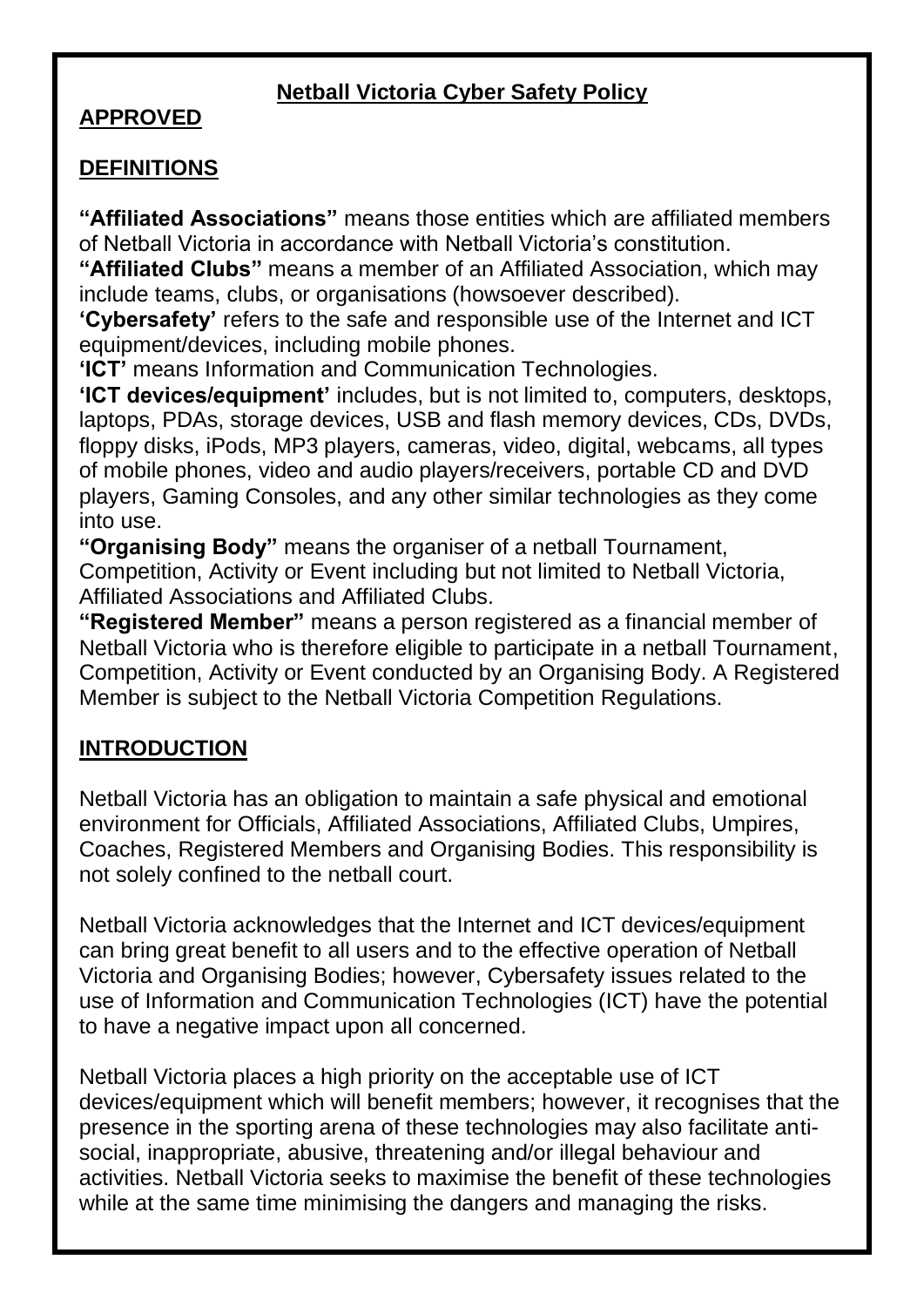# Netball Victoria Cyber Safety Policy

## APPROVED

## DEFINITIONS

**"Affiliated Associations"** means those entities which are affiliated members of Netball Victoria in accordance with Netball Victoria's constitution.

**"Affiliated Clubs"** means a member of an Affiliated Association, which may include teams, clubs, or organisations (howsoever described).

**'Cybersafety'** refers to the safe and responsible use of the Internet and ICT equipment/devices, including mobile phones.

**'ICT'** means Information and Communication Technologies.

**'ICT devices/equipment'** includes, but is not limited to, computers, desktops, laptops, PDAs, storage devices, USB and flash memory devices, CDs, DVDs, floppy disks, iPods, MP3 players, cameras, video, digital, webcams, all types of mobile phones, video and audio players/receivers, portable CD and DVD players, Gaming Consoles, and any other similar technologies as they come into use.

**"Organising Body"** means the organiser of a netball Tournament, Competition, Activity or Event including but not limited to Netball Victoria, Affiliated Associations and Affiliated Clubs.

**"Registered Member"** means a person registered as a financial member of Netball Victoria who is therefore eligible to participate in a netball Tournament, Competition, Activity or Event conducted by an Organising Body. A Registered Member is subject to the Netball Victoria Competition Regulations.

## INTRODUCTION

Netball Victoria has an obligation to maintain a safe physical and emotional environment for Officials, Affiliated Associations, Affiliated Clubs, Umpires, Coaches, Registered Members and Organising Bodies. This responsibility is not solely confined to the netball court.

Netball Victoria acknowledges that the Internet and ICT devices/equipment can bring great benefit to all users and to the effective operation of Netball Victoria and Organising Bodies; however, Cybersafety issues related to the use of Information and Communication Technologies (ICT) have the potential to have a negative impact upon all concerned.

Netball Victoria places a high priority on the acceptable use of ICT devices/equipment which will benefit members; however, it recognises that the presence in the sporting arena of these technologies may also facilitate anti-social, inappropriate, abusive, threatening and/or illegal behaviour and activities. Netball Victoria seeks to maximise the benefit of these technologies while at the same time minimising the dangers and managing the risks.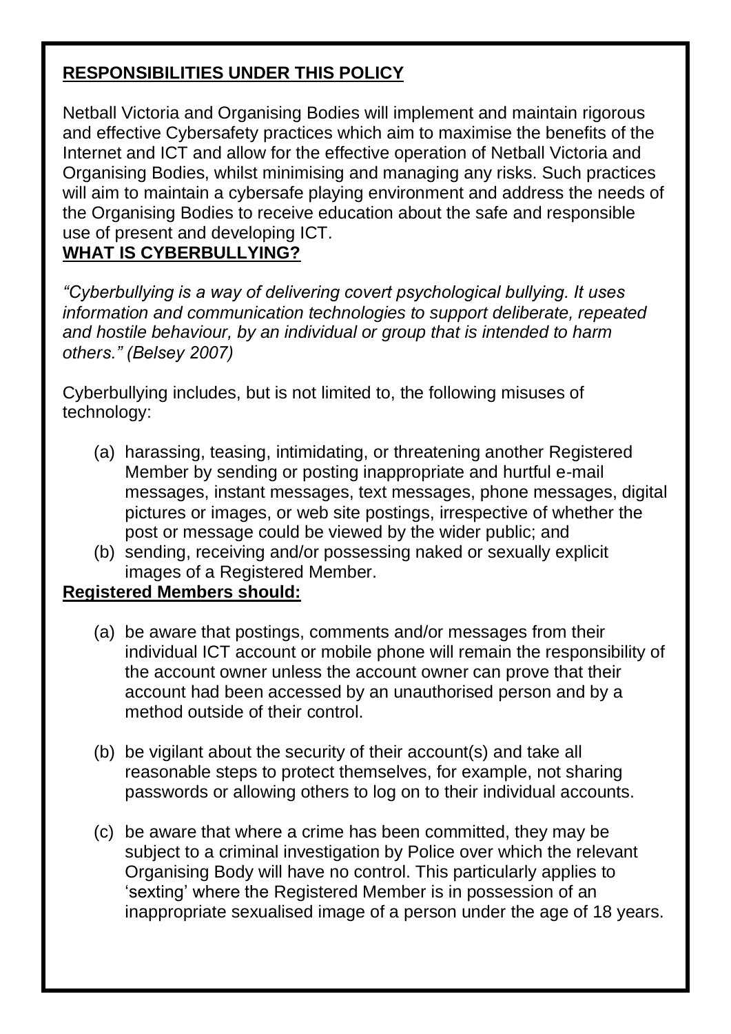**RESPONSIBILITIES UNDER THIS POLICY**

Netball Victoria and Organising Bodies will implement and maintain rigorous and effective Cybersafety practices which aim to maximise the benefits of the Internet and ICT and allow for the effective operation of Netball Victoria and Organising Bodies, whilst minimising and managing any risks. Such practices will aim to maintain a cybersafe playing environment and address the needs of the Organising Bodies to receive education about the safe and responsible use of present and developing ICT.

**WHAT IS CYBERBULLYING?**

*"Cyberbullying is a way of delivering covert psychological bullying. It uses information and communication technologies to support deliberate, repeated and hostile behaviour, by an individual or group that is intended to harm others." (Belsey 2007)*

Cyberbullying includes, but is not limited to, the following misuses of technology:

(a) harassing, teasing, intimidating, or threatening another Registered Member by sending or posting inappropriate and hurtful e-mail messages, instant messages, text messages, phone messages, digital pictures or images, or web site postings, irrespective of whether the post or message could be viewed by the wider public; and

(b) sending, receiving and/or possessing naked or sexually explicit images of a Registered Member.

**Registered Members should:**

(a) be aware that postings, comments and/or messages from their individual ICT account or mobile phone will remain the responsibility of the account owner unless the account owner can prove that their account had been accessed by an unauthorised person and by a method outside of their control.

(b) be vigilant about the security of their account(s) and take all reasonable steps to protect themselves, for example, not sharing passwords or allowing others to log on to their individual accounts.

(c) be aware that where a crime has been committed, they may be subject to a criminal investigation by Police over which the relevant Organising Body will have no control. This particularly applies to 'sexting' where the Registered Member is in possession of an inappropriate sexualised image of a person under the age of 18 years.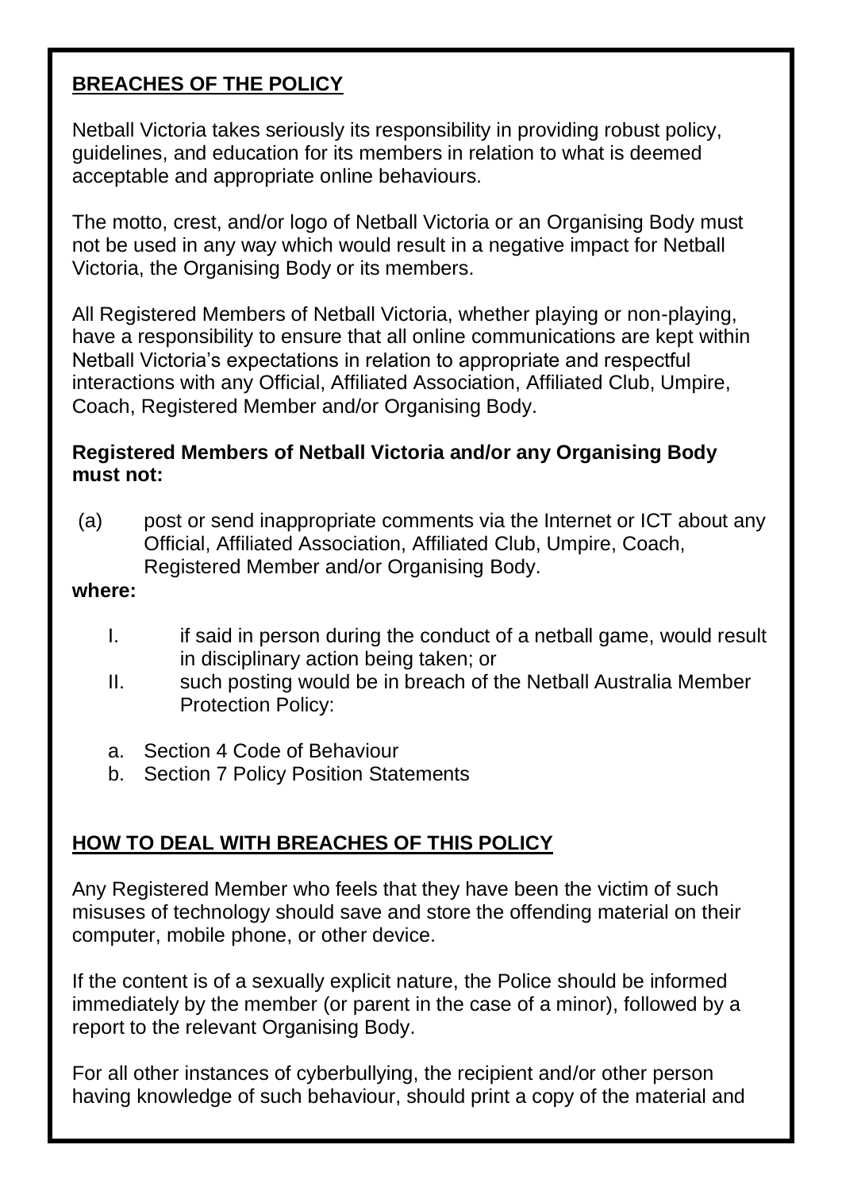## BREACHES OF THE POLICY

Netball Victoria takes seriously its responsibility in providing robust policy, guidelines, and education for its members in relation to what is deemed acceptable and appropriate online behaviours.

The motto, crest, and/or logo of Netball Victoria or an Organising Body must not be used in any way which would result in a negative impact for Netball Victoria, the Organising Body or its members.

All Registered Members of Netball Victoria, whether playing or non-playing, have a responsibility to ensure that all online communications are kept within Netball Victoria's expectations in relation to appropriate and respectful interactions with any Official, Affiliated Association, Affiliated Club, Umpire, Coach, Registered Member and/or Organising Body.

**Registered Members of Netball Victoria and/or any Organising Body must not:**

(a) post or send inappropriate comments via the Internet or ICT about any Official, Affiliated Association, Affiliated Club, Umpire, Coach, Registered Member and/or Organising Body.

**where:**

I. if said in person during the conduct of a netball game, would result in disciplinary action being taken; or

II. such posting would be in breach of the Netball Australia Member Protection Policy:

a. Section 4 Code of Behaviour
b. Section 7 Policy Position Statements

## HOW TO DEAL WITH BREACHES OF THIS POLICY

Any Registered Member who feels that they have been the victim of such misuses of technology should save and store the offending material on their computer, mobile phone, or other device.

If the content is of a sexually explicit nature, the Police should be informed immediately by the member (or parent in the case of a minor), followed by a report to the relevant Organising Body.

For all other instances of cyberbullying, the recipient and/or other person having knowledge of such behaviour, should print a copy of the material and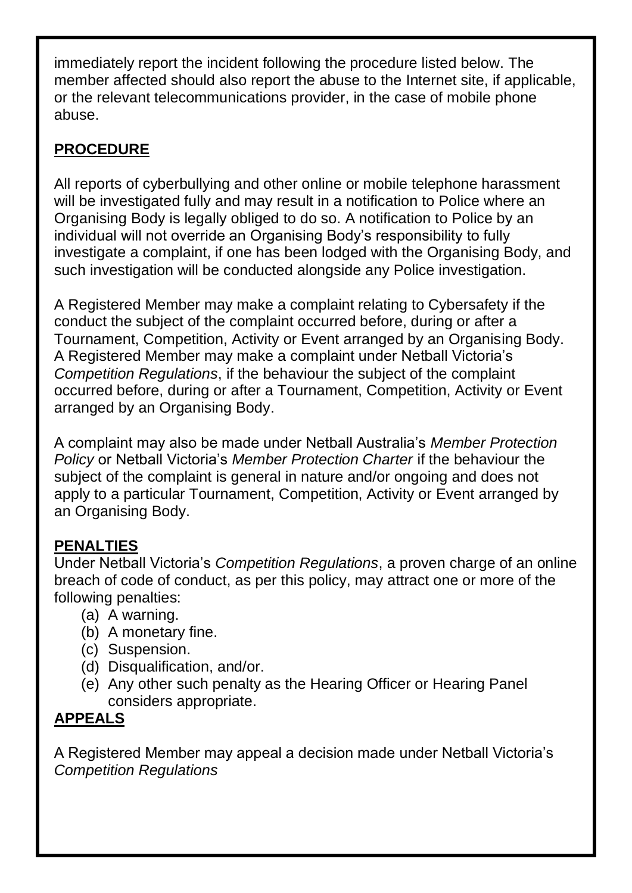immediately report the incident following the procedure listed below. The member affected should also report the abuse to the Internet site, if applicable, or the relevant telecommunications provider, in the case of mobile phone abuse.

## PROCEDURE

All reports of cyberbullying and other online or mobile telephone harassment will be investigated fully and may result in a notification to Police where an Organising Body is legally obliged to do so. A notification to Police by an individual will not override an Organising Body's responsibility to fully investigate a complaint, if one has been lodged with the Organising Body, and such investigation will be conducted alongside any Police investigation.

A Registered Member may make a complaint relating to Cybersafety if the conduct the subject of the complaint occurred before, during or after a Tournament, Competition, Activity or Event arranged by an Organising Body. A Registered Member may make a complaint under Netball Victoria's *Competition Regulations*, if the behaviour the subject of the complaint occurred before, during or after a Tournament, Competition, Activity or Event arranged by an Organising Body.

A complaint may also be made under Netball Australia's *Member Protection Policy* or Netball Victoria's *Member Protection Charter* if the behaviour the subject of the complaint is general in nature and/or ongoing and does not apply to a particular Tournament, Competition, Activity or Event arranged by an Organising Body.

## PENALTIES

Under Netball Victoria's *Competition Regulations*, a proven charge of an online breach of code of conduct, as per this policy, may attract one or more of the following penalties:

(a) A warning.
(b) A monetary fine.
(c) Suspension.
(d) Disqualification, and/or.
(e) Any other such penalty as the Hearing Officer or Hearing Panel considers appropriate.

## APPEALS

A Registered Member may appeal a decision made under Netball Victoria's *Competition Regulations*